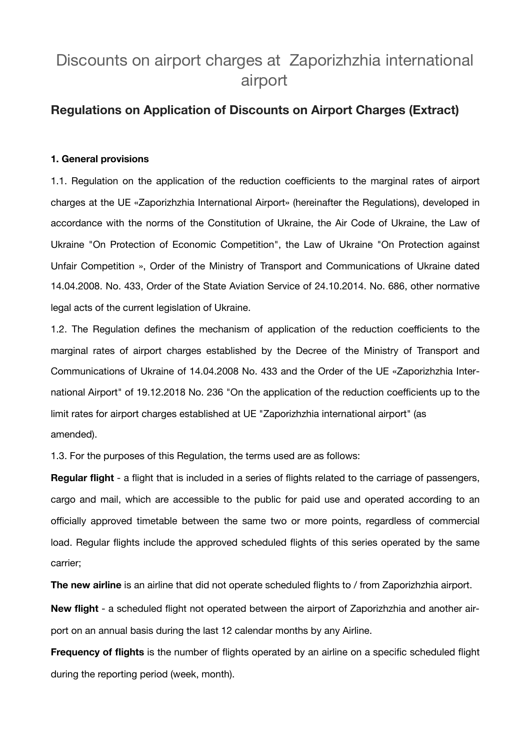# Discounts on airport charges at Zaporizhzhia international airport

## Regulations on Application of Discounts on Airport Charges (Extract)

**1. General provisions**

1.1. Regulation on the application of the reduction coefficients to the marginal rates of airport charges at the UE «Zaporizhzhia International Airport» (hereinafter the Regulations), developed in accordance with the norms of the Constitution of Ukraine, the Air Code of Ukraine, the Law of Ukraine "On Protection of Economic Competition", the Law of Ukraine "On Protection against Unfair Competition », Order of the Ministry of Transport and Communications of Ukraine dated 14.04.2008. No. 433, Order of the State Aviation Service of 24.10.2014. No. 686, other normative legal acts of the current legislation of Ukraine.

1.2. The Regulation defines the mechanism of application of the reduction coefficients to the marginal rates of airport charges established by the Decree of the Ministry of Transport and Communications of Ukraine of 14.04.2008 No. 433 and the Order of the UE «Zaporizhzhia International Airport" of 19.12.2018 No. 236 "On the application of the reduction coefficients up to the limit rates for airport charges established at UE "Zaporizhzhia international airport" (as amended).

1.3. For the purposes of this Regulation, the terms used are as follows:

**Regular flight** - a flight that is included in a series of flights related to the carriage of passengers, cargo and mail, which are accessible to the public for paid use and operated according to an officially approved timetable between the same two or more points, regardless of commercial load. Regular flights include the approved scheduled flights of this series operated by the same carrier;

**The new airline** is an airline that did not operate scheduled flights to / from Zaporizhzhia airport.

**New flight** - a scheduled flight not operated between the airport of Zaporizhzhia and another airport on an annual basis during the last 12 calendar months by any Airline.

**Frequency of flights** is the number of flights operated by an airline on a specific scheduled flight during the reporting period (week, month).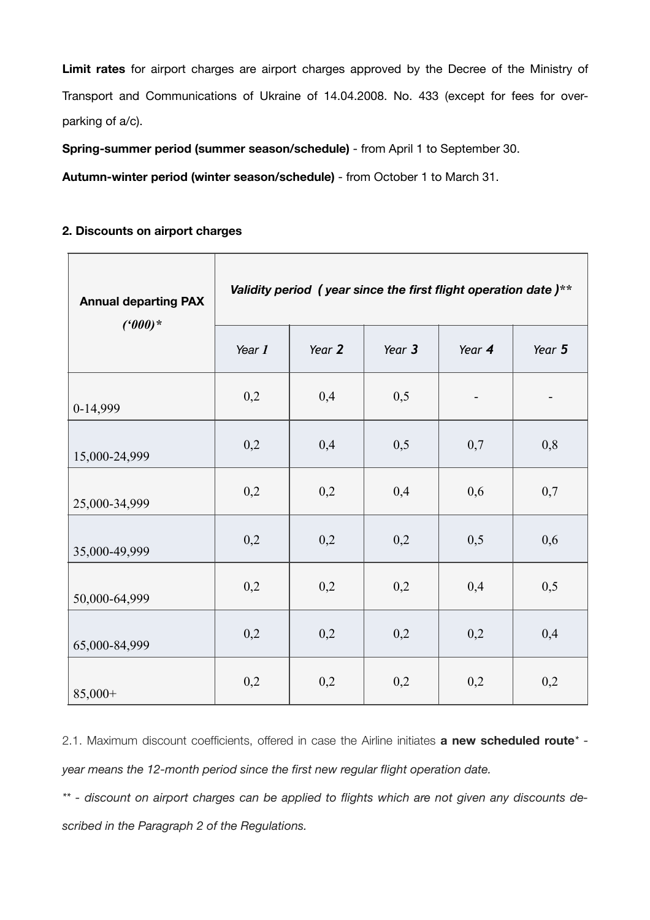**Limit rates** for airport charges are airport charges approved by the Decree of the Ministry of Transport and Communications of Ukraine of 14.04.2008. No. 433 (except for fees for over-parking of a/c).

**Spring-summer period (summer season/schedule)** - from April 1 to September 30.

**Autumn-winter period (winter season/schedule)** - from October 1 to March 31.

## 2. Discounts on airport charges

| **Annual departing PAX** *('000)** | *Validity period ( year since the first flight operation date )*** | | | | |
|---|---|---|---|---|---|
| | *Year 1* | *Year 2* | *Year 3* | *Year 4* | *Year 5* |
| 0-14,999 | 0,2 | 0,4 | 0,5 | - | - |
| 15,000-24,999 | 0,2 | 0,4 | 0,5 | 0,7 | 0,8 |
| 25,000-34,999 | 0,2 | 0,2 | 0,4 | 0,6 | 0,7 |
| 35,000-49,999 | 0,2 | 0,2 | 0,2 | 0,5 | 0,6 |
| 50,000-64,999 | 0,2 | 0,2 | 0,2 | 0,4 | 0,5 |
| 65,000-84,999 | 0,2 | 0,2 | 0,2 | 0,2 | 0,4 |
| 85,000+ | 0,2 | 0,2 | 0,2 | 0,2 | 0,2 |

2.1. Maximum discount coefficients, offered in case the Airline initiates **a new scheduled route*** - *year means the 12-month period since the first new regular flight operation date.*

*** - discount on airport charges can be applied to flights which are not given any discounts described in the Paragraph 2 of the Regulations.*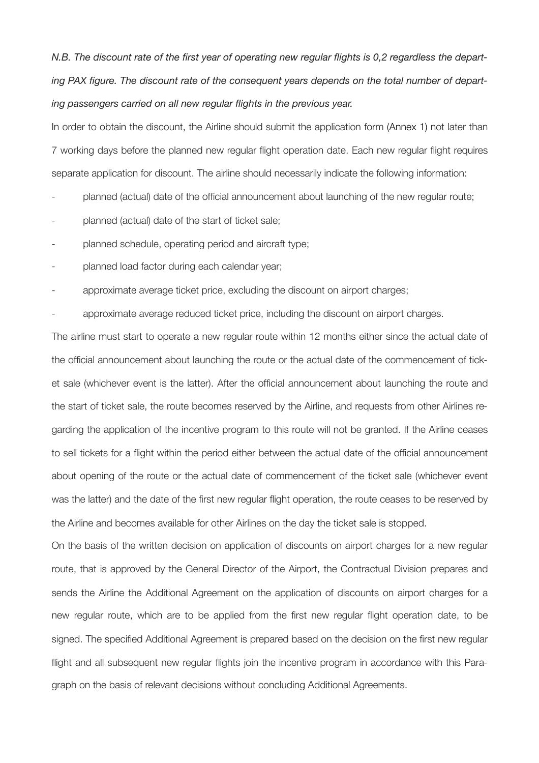*N.B. The discount rate of the first year of operating new regular flights is 0,2 regardless the departing PAX figure. The discount rate of the consequent years depends on the total number of departing passengers carried on all new regular flights in the previous year.*

In order to obtain the discount, the Airline should submit the application form (Annex 1) not later than 7 working days before the planned new regular flight operation date. Each new regular flight requires separate application for discount. The airline should necessarily indicate the following information:

- planned (actual) date of the official announcement about launching of the new regular route;
- planned (actual) date of the start of ticket sale;
- planned schedule, operating period and aircraft type;
- planned load factor during each calendar year;
- approximate average ticket price, excluding the discount on airport charges;
- approximate average reduced ticket price, including the discount on airport charges.

The airline must start to operate a new regular route within 12 months either since the actual date of the official announcement about launching the route or the actual date of the commencement of ticket sale (whichever event is the latter). After the official announcement about launching the route and the start of ticket sale, the route becomes reserved by the Airline, and requests from other Airlines regarding the application of the incentive program to this route will not be granted. If the Airline ceases to sell tickets for a flight within the period either between the actual date of the official announcement about opening of the route or the actual date of commencement of the ticket sale (whichever event was the latter) and the date of the first new regular flight operation, the route ceases to be reserved by the Airline and becomes available for other Airlines on the day the ticket sale is stopped.

On the basis of the written decision on application of discounts on airport charges for a new regular route, that is approved by the General Director of the Airport, the Contractual Division prepares and sends the Airline the Additional Agreement on the application of discounts on airport charges for a new regular route, which are to be applied from the first new regular flight operation date, to be signed. The specified Additional Agreement is prepared based on the decision on the first new regular flight and all subsequent new regular flights join the incentive program in accordance with this Paragraph on the basis of relevant decisions without concluding Additional Agreements.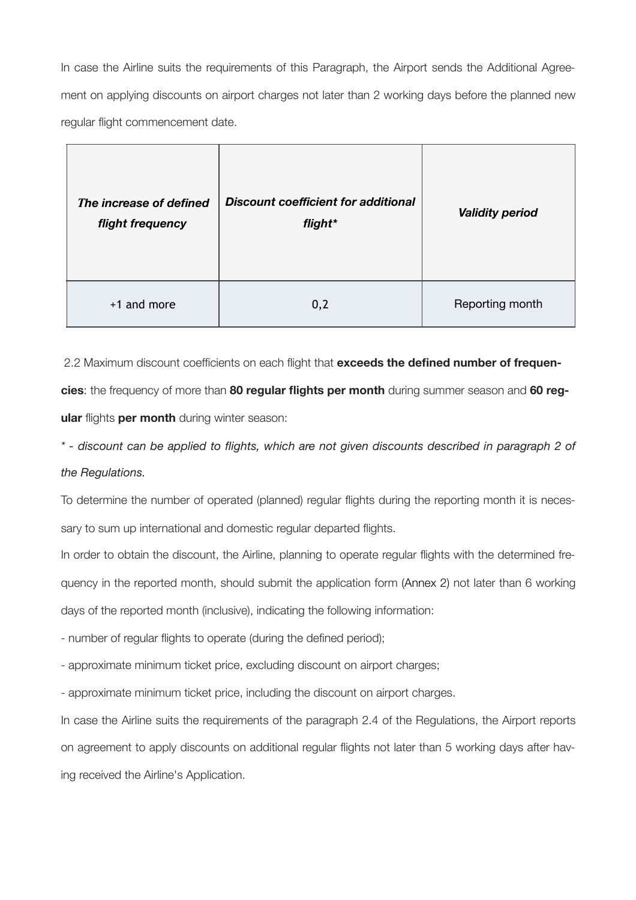In case the Airline suits the requirements of this Paragraph, the Airport sends the Additional Agreement on applying discounts on airport charges not later than 2 working days before the planned new regular flight commencement date.

| ***The increase of defined flight frequency*** | ***Discount coefficient for additional flight**** | ***Validity period*** |
|---|---|---|
| +1 and more | 0,2 | Reporting month |

2.2 Maximum discount coefficients on each flight that **exceeds the defined number of frequencies**: the frequency of more than **80 regular flights per month** during summer season and **60 regular** flights **per month** during winter season:

*\* - discount can be applied to flights, which are not given discounts described in paragraph 2 of the Regulations.*

To determine the number of operated (planned) regular flights during the reporting month it is necessary to sum up international and domestic regular departed flights.

In order to obtain the discount, the Airline, planning to operate regular flights with the determined frequency in the reported month, should submit the application form (Annex 2) not later than 6 working days of the reported month (inclusive), indicating the following information:

- number of regular flights to operate (during the defined period);
- approximate minimum ticket price, excluding discount on airport charges;
- approximate minimum ticket price, including the discount on airport charges.

In case the Airline suits the requirements of the paragraph 2.4 of the Regulations, the Airport reports on agreement to apply discounts on additional regular flights not later than 5 working days after having received the Airline's Application.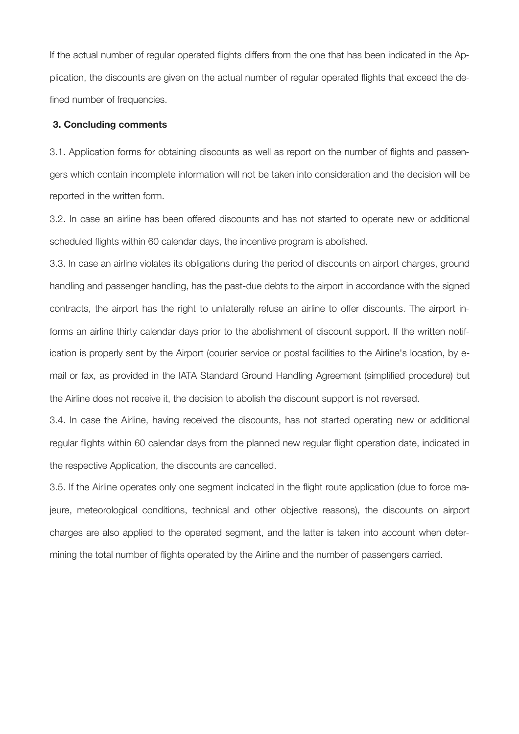If the actual number of regular operated flights differs from the one that has been indicated in the Application, the discounts are given on the actual number of regular operated flights that exceed the defined number of frequencies.

**3. Concluding comments**

3.1. Application forms for obtaining discounts as well as report on the number of flights and passengers which contain incomplete information will not be taken into consideration and the decision will be reported in the written form.

3.2. In case an airline has been offered discounts and has not started to operate new or additional scheduled flights within 60 calendar days, the incentive program is abolished.

3.3. In case an airline violates its obligations during the period of discounts on airport charges, ground handling and passenger handling, has the past-due debts to the airport in accordance with the signed contracts, the airport has the right to unilaterally refuse an airline to offer discounts. The airport informs an airline thirty calendar days prior to the abolishment of discount support. If the written notification is properly sent by the Airport (courier service or postal facilities to the Airline's location, by e-mail or fax, as provided in the IATA Standard Ground Handling Agreement (simplified procedure) but the Airline does not receive it, the decision to abolish the discount support is not reversed.

3.4. In case the Airline, having received the discounts, has not started operating new or additional regular flights within 60 calendar days from the planned new regular flight operation date, indicated in the respective Application, the discounts are cancelled.

3.5. If the Airline operates only one segment indicated in the flight route application (due to force majeure, meteorological conditions, technical and other objective reasons), the discounts on airport charges are also applied to the operated segment, and the latter is taken into account when determining the total number of flights operated by the Airline and the number of passengers carried.